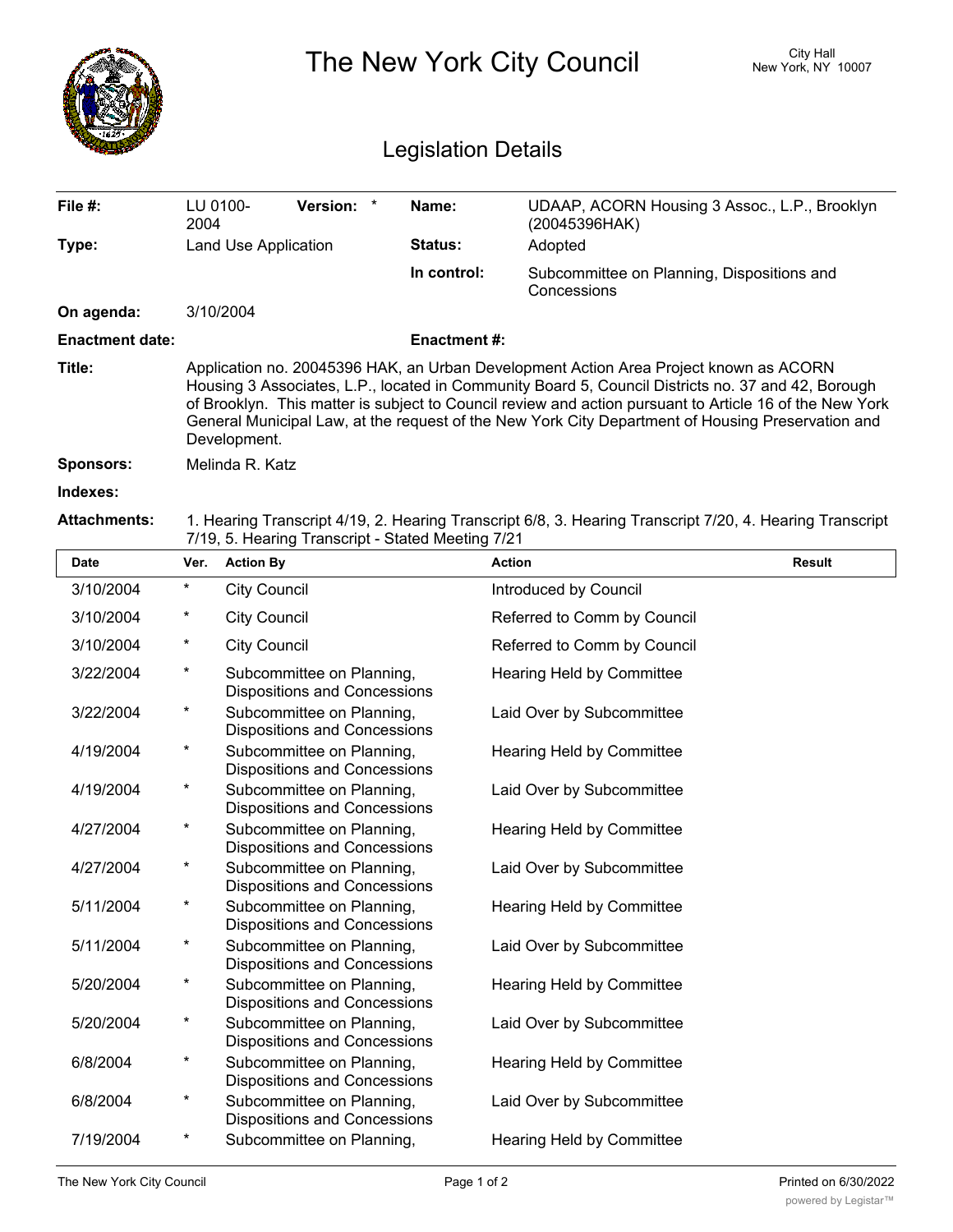# The New York City Council

City Hall
New York, NY 10007

## Legislation Details

| | | | |
|---|---|---|---|
| **File #:** | LU 0100-2004 **Version:** * | **Name:** | UDAAP, ACORN Housing 3 Assoc., L.P., Brooklyn (20045396HAK) |
| **Type:** | Land Use Application | **Status:** | Adopted |
| | | **In control:** | Subcommittee on Planning, Dispositions and Concessions |
| **On agenda:** | 3/10/2004 | | |
| **Enactment date:** | | **Enactment #:** | |

**Title:** Application no. 20045396 HAK, an Urban Development Action Area Project known as ACORN Housing 3 Associates, L.P., located in Community Board 5, Council Districts no. 37 and 42, Borough of Brooklyn. This matter is subject to Council review and action pursuant to Article 16 of the New York General Municipal Law, at the request of the New York City Department of Housing Preservation and Development.

**Sponsors:** Melinda R. Katz

**Indexes:**

**Attachments:** 1. Hearing Transcript 4/19, 2. Hearing Transcript 6/8, 3. Hearing Transcript 7/20, 4. Hearing Transcript 7/19, 5. Hearing Transcript - Stated Meeting 7/21

| Date | Ver. | Action By | Action | Result |
|---|---|---|---|---|
| 3/10/2004 | * | City Council | Introduced by Council | |
| 3/10/2004 | * | City Council | Referred to Comm by Council | |
| 3/10/2004 | * | City Council | Referred to Comm by Council | |
| 3/22/2004 | * | Subcommittee on Planning, Dispositions and Concessions | Hearing Held by Committee | |
| 3/22/2004 | * | Subcommittee on Planning, Dispositions and Concessions | Laid Over by Subcommittee | |
| 4/19/2004 | * | Subcommittee on Planning, Dispositions and Concessions | Hearing Held by Committee | |
| 4/19/2004 | * | Subcommittee on Planning, Dispositions and Concessions | Laid Over by Subcommittee | |
| 4/27/2004 | * | Subcommittee on Planning, Dispositions and Concessions | Hearing Held by Committee | |
| 4/27/2004 | * | Subcommittee on Planning, Dispositions and Concessions | Laid Over by Subcommittee | |
| 5/11/2004 | * | Subcommittee on Planning, Dispositions and Concessions | Hearing Held by Committee | |
| 5/11/2004 | * | Subcommittee on Planning, Dispositions and Concessions | Laid Over by Subcommittee | |
| 5/20/2004 | * | Subcommittee on Planning, Dispositions and Concessions | Hearing Held by Committee | |
| 5/20/2004 | * | Subcommittee on Planning, Dispositions and Concessions | Laid Over by Subcommittee | |
| 6/8/2004 | * | Subcommittee on Planning, Dispositions and Concessions | Hearing Held by Committee | |
| 6/8/2004 | * | Subcommittee on Planning, Dispositions and Concessions | Laid Over by Subcommittee | |
| 7/19/2004 | * | Subcommittee on Planning, | Hearing Held by Committee | |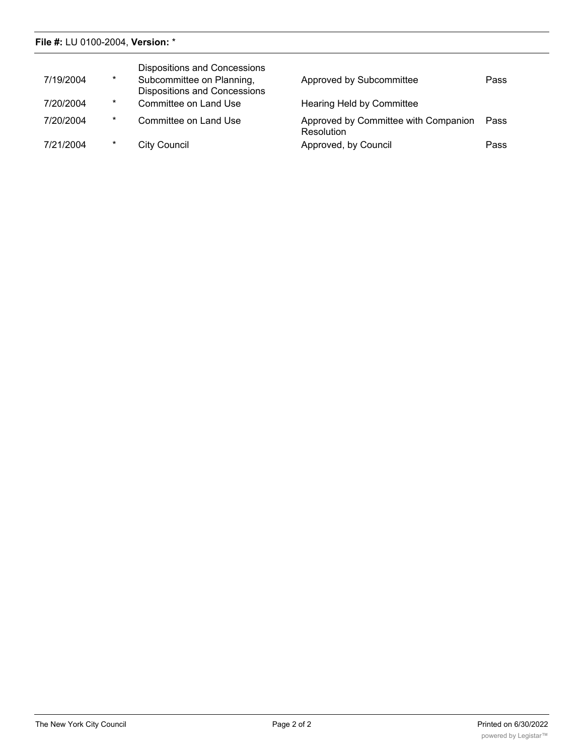**File #:** LU 0100-2004, **Version:** *

| | | | | |
|---|---|---|---|---|
| 7/19/2004 | * | Dispositions and Concessions Subcommittee on Planning, Dispositions and Concessions | Approved by Subcommittee | Pass |
| 7/20/2004 | * | Committee on Land Use | Hearing Held by Committee | |
| 7/20/2004 | * | Committee on Land Use | Approved by Committee with Companion Resolution | Pass |
| 7/21/2004 | * | City Council | Approved, by Council | Pass |